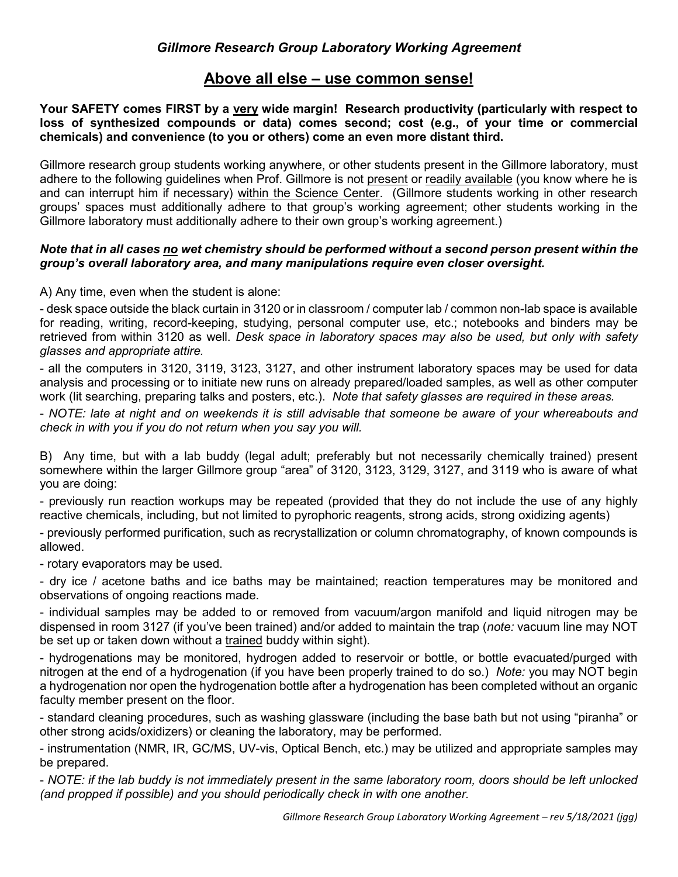*Gillmore Research Group Laboratory Working Agreement*

## Above all else – use common sense!

**Your SAFETY comes FIRST by a very wide margin! Research productivity (particularly with respect to loss of synthesized compounds or data) comes second; cost (e.g., of your time or commercial chemicals) and convenience (to you or others) come an even more distant third.**

Gillmore research group students working anywhere, or other students present in the Gillmore laboratory, must adhere to the following guidelines when Prof. Gillmore is not present or readily available (you know where he is and can interrupt him if necessary) within the Science Center. (Gillmore students working in other research groups' spaces must additionally adhere to that group's working agreement; other students working in the Gillmore laboratory must additionally adhere to their own group's working agreement.)

***Note that in all cases no wet chemistry should be performed without a second person present within the group's overall laboratory area, and many manipulations require even closer oversight.***

A) Any time, even when the student is alone:

- desk space outside the black curtain in 3120 or in classroom / computer lab / common non-lab space is available for reading, writing, record-keeping, studying, personal computer use, etc.; notebooks and binders may be retrieved from within 3120 as well. *Desk space in laboratory spaces may also be used, but only with safety glasses and appropriate attire.*
- all the computers in 3120, 3119, 3123, 3127, and other instrument laboratory spaces may be used for data analysis and processing or to initiate new runs on already prepared/loaded samples, as well as other computer work (lit searching, preparing talks and posters, etc.). *Note that safety glasses are required in these areas.*
- *NOTE: late at night and on weekends it is still advisable that someone be aware of your whereabouts and check in with you if you do not return when you say you will.*

B) Any time, but with a lab buddy (legal adult; preferably but not necessarily chemically trained) present somewhere within the larger Gillmore group "area" of 3120, 3123, 3129, 3127, and 3119 who is aware of what you are doing:

- previously run reaction workups may be repeated (provided that they do not include the use of any highly reactive chemicals, including, but not limited to pyrophoric reagents, strong acids, strong oxidizing agents)
- previously performed purification, such as recrystallization or column chromatography, of known compounds is allowed.
- rotary evaporators may be used.
- dry ice / acetone baths and ice baths may be maintained; reaction temperatures may be monitored and observations of ongoing reactions made.
- individual samples may be added to or removed from vacuum/argon manifold and liquid nitrogen may be dispensed in room 3127 (if you've been trained) and/or added to maintain the trap (*note:* vacuum line may NOT be set up or taken down without a trained buddy within sight).
- hydrogenations may be monitored, hydrogen added to reservoir or bottle, or bottle evacuated/purged with nitrogen at the end of a hydrogenation (if you have been properly trained to do so.) *Note:* you may NOT begin a hydrogenation nor open the hydrogenation bottle after a hydrogenation has been completed without an organic faculty member present on the floor.
- standard cleaning procedures, such as washing glassware (including the base bath but not using "piranha" or other strong acids/oxidizers) or cleaning the laboratory, may be performed.
- instrumentation (NMR, IR, GC/MS, UV-vis, Optical Bench, etc.) may be utilized and appropriate samples may be prepared.
- *NOTE: if the lab buddy is not immediately present in the same laboratory room, doors should be left unlocked (and propped if possible) and you should periodically check in with one another.*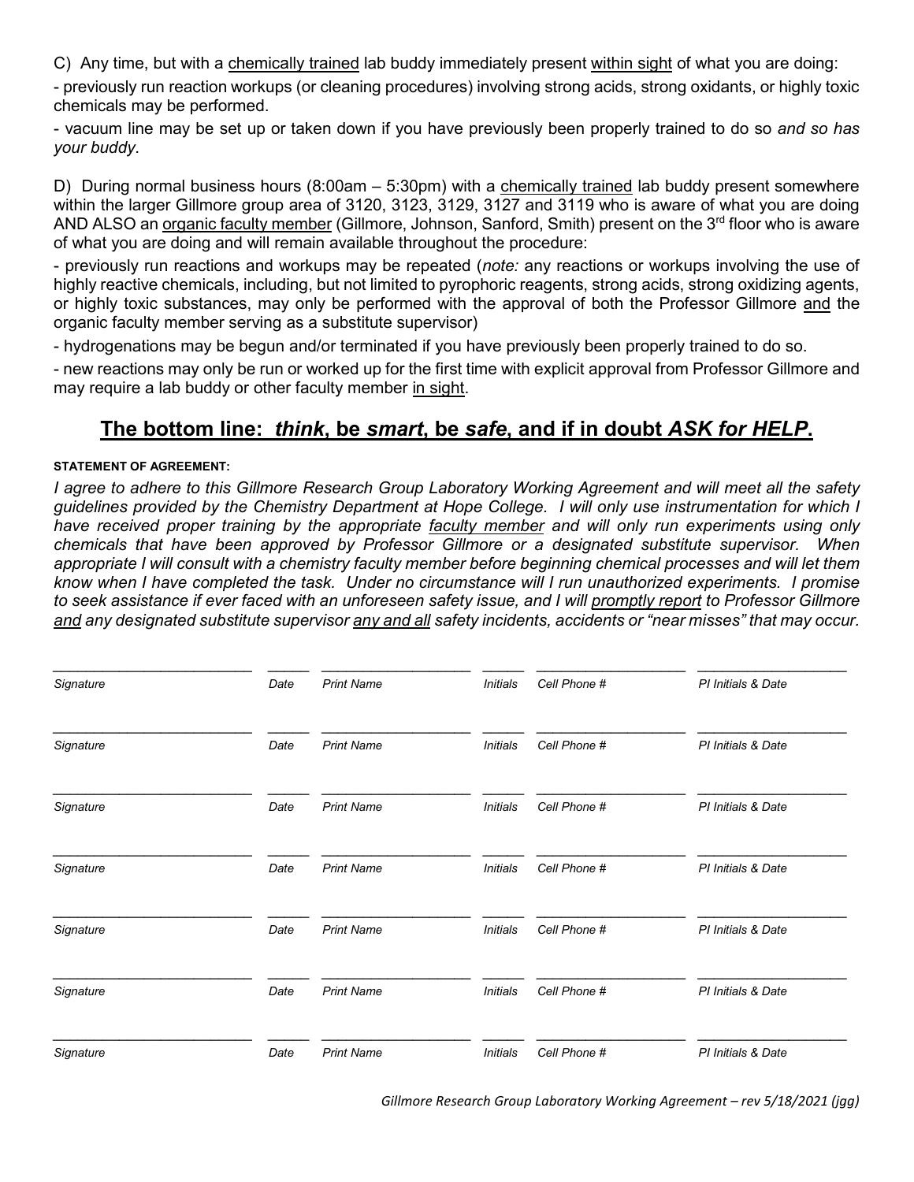C) Any time, but with a chemically trained lab buddy immediately present within sight of what you are doing:

- previously run reaction workups (or cleaning procedures) involving strong acids, strong oxidants, or highly toxic chemicals may be performed.
- vacuum line may be set up or taken down if you have previously been properly trained to do so *and so has your buddy*.

D) During normal business hours (8:00am – 5:30pm) with a chemically trained lab buddy present somewhere within the larger Gillmore group area of 3120, 3123, 3129, 3127 and 3119 who is aware of what you are doing AND ALSO an organic faculty member (Gillmore, Johnson, Sanford, Smith) present on the 3rd floor who is aware of what you are doing and will remain available throughout the procedure:

- previously run reactions and workups may be repeated (*note:* any reactions or workups involving the use of highly reactive chemicals, including, but not limited to pyrophoric reagents, strong acids, strong oxidizing agents, or highly toxic substances, may only be performed with the approval of both the Professor Gillmore and the organic faculty member serving as a substitute supervisor)
- hydrogenations may be begun and/or terminated if you have previously been properly trained to do so.
- new reactions may only be run or worked up for the first time with explicit approval from Professor Gillmore and may require a lab buddy or other faculty member in sight.

## The bottom line: *think*, be *smart*, be *safe*, and if in doubt *ASK for HELP*.

**STATEMENT OF AGREEMENT:**

*I agree to adhere to this Gillmore Research Group Laboratory Working Agreement and will meet all the safety guidelines provided by the Chemistry Department at Hope College. I will only use instrumentation for which I have received proper training by the appropriate faculty member and will only run experiments using only chemicals that have been approved by Professor Gillmore or a designated substitute supervisor. When appropriate I will consult with a chemistry faculty member before beginning chemical processes and will let them know when I have completed the task. Under no circumstance will I run unauthorized experiments. I promise to seek assistance if ever faced with an unforeseen safety issue, and I will promptly report to Professor Gillmore and any designated substitute supervisor any and all safety incidents, accidents or "near misses" that may occur.*

| Signature | Date | Print Name | Initials | Cell Phone # | PI Initials & Date |
|---|---|---|---|---|---|
| | | | | | |
| | | | | | |
| | | | | | |
| | | | | | |
| | | | | | |
| | | | | | |
| | | | | | |

*Gillmore Research Group Laboratory Working Agreement – rev 5/18/2021 (jgg)*